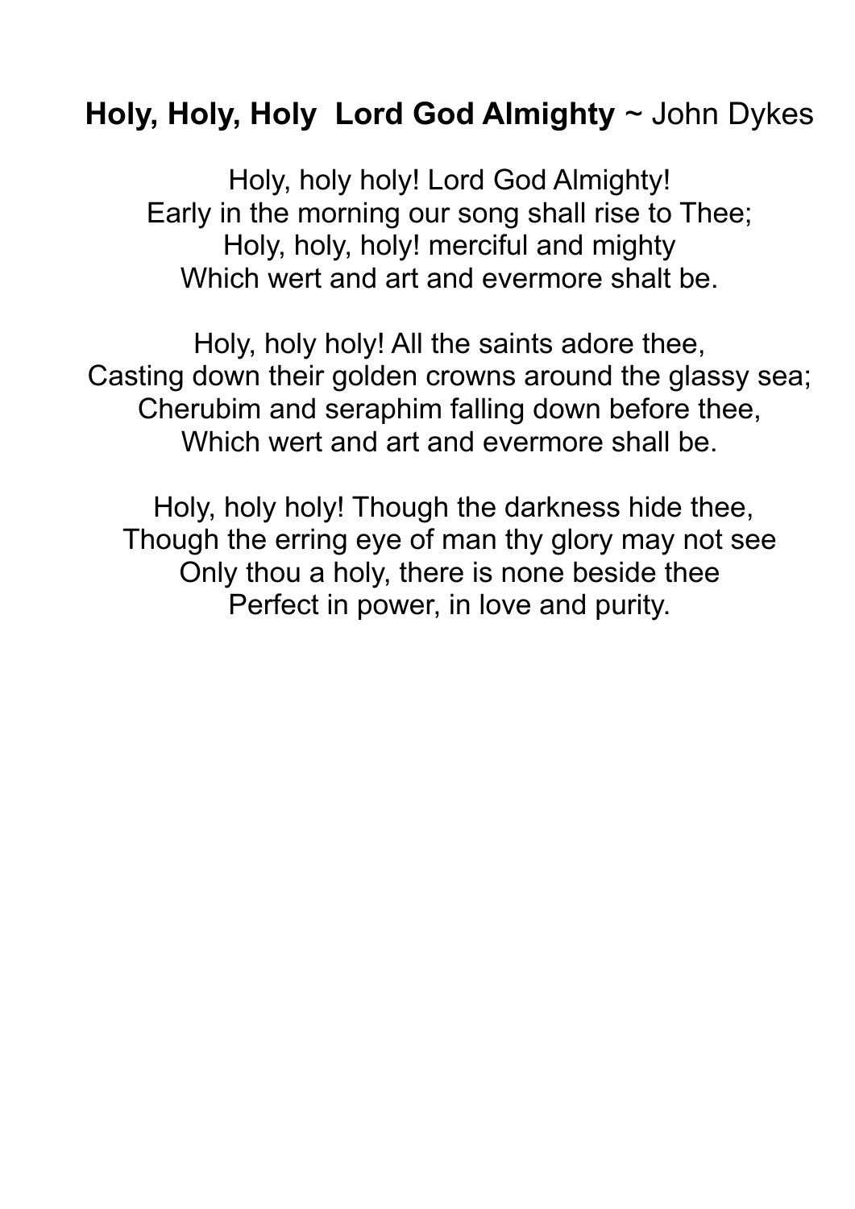# **Holy, Holy, Holy Lord God Almighty** ~ John Dykes

Holy, holy holy! Lord God Almighty!
Early in the morning our song shall rise to Thee;
Holy, holy, holy! merciful and mighty
Which wert and art and evermore shalt be.

Holy, holy holy! All the saints adore thee,
Casting down their golden crowns around the glassy sea;
Cherubim and seraphim falling down before thee,
Which wert and art and evermore shall be.

Holy, holy holy! Though the darkness hide thee,
Though the erring eye of man thy glory may not see
Only thou a holy, there is none beside thee
Perfect in power, in love and purity.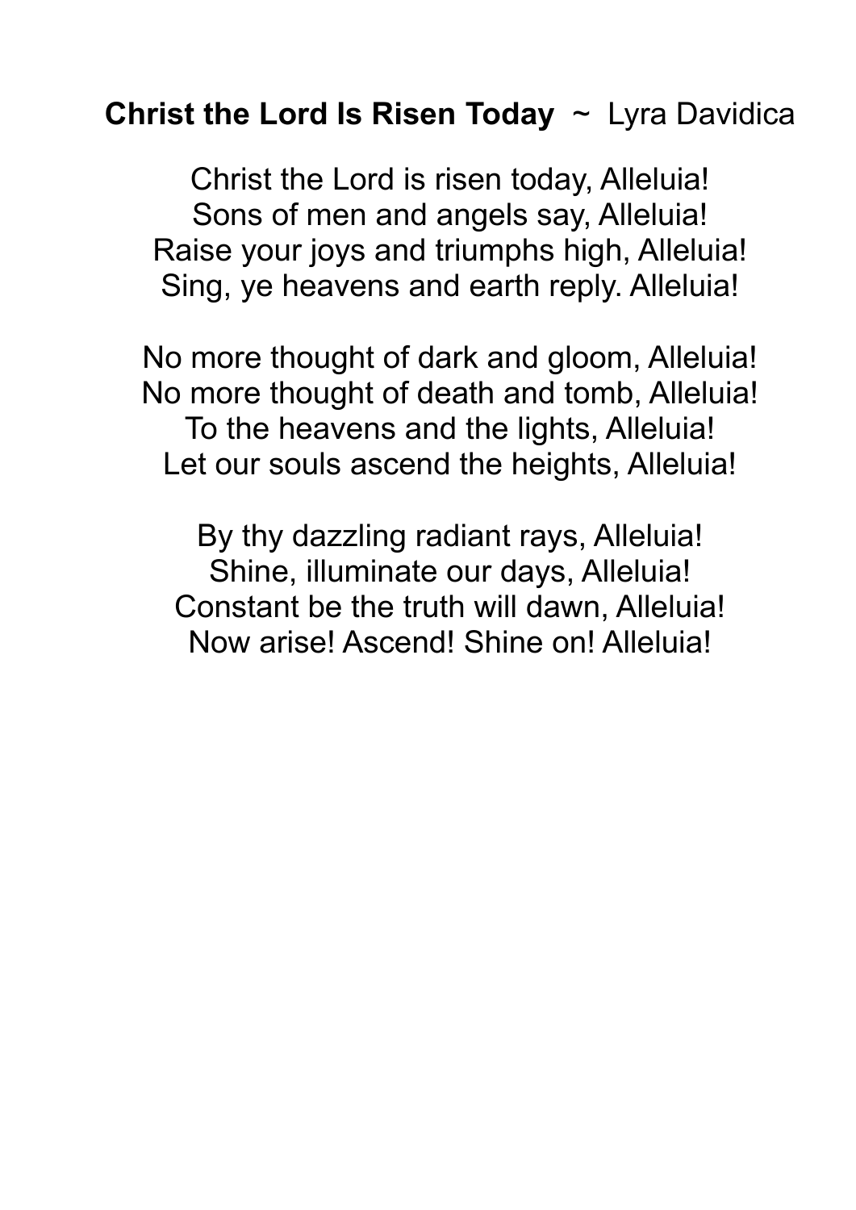**Christ the Lord Is Risen Today** ~ Lyra Davidica

Christ the Lord is risen today, Alleluia!
Sons of men and angels say, Alleluia!
Raise your joys and triumphs high, Alleluia!
Sing, ye heavens and earth reply. Alleluia!

No more thought of dark and gloom, Alleluia!
No more thought of death and tomb, Alleluia!
To the heavens and the lights, Alleluia!
Let our souls ascend the heights, Alleluia!

By thy dazzling radiant rays, Alleluia!
Shine, illuminate our days, Alleluia!
Constant be the truth will dawn, Alleluia!
Now arise! Ascend! Shine on! Alleluia!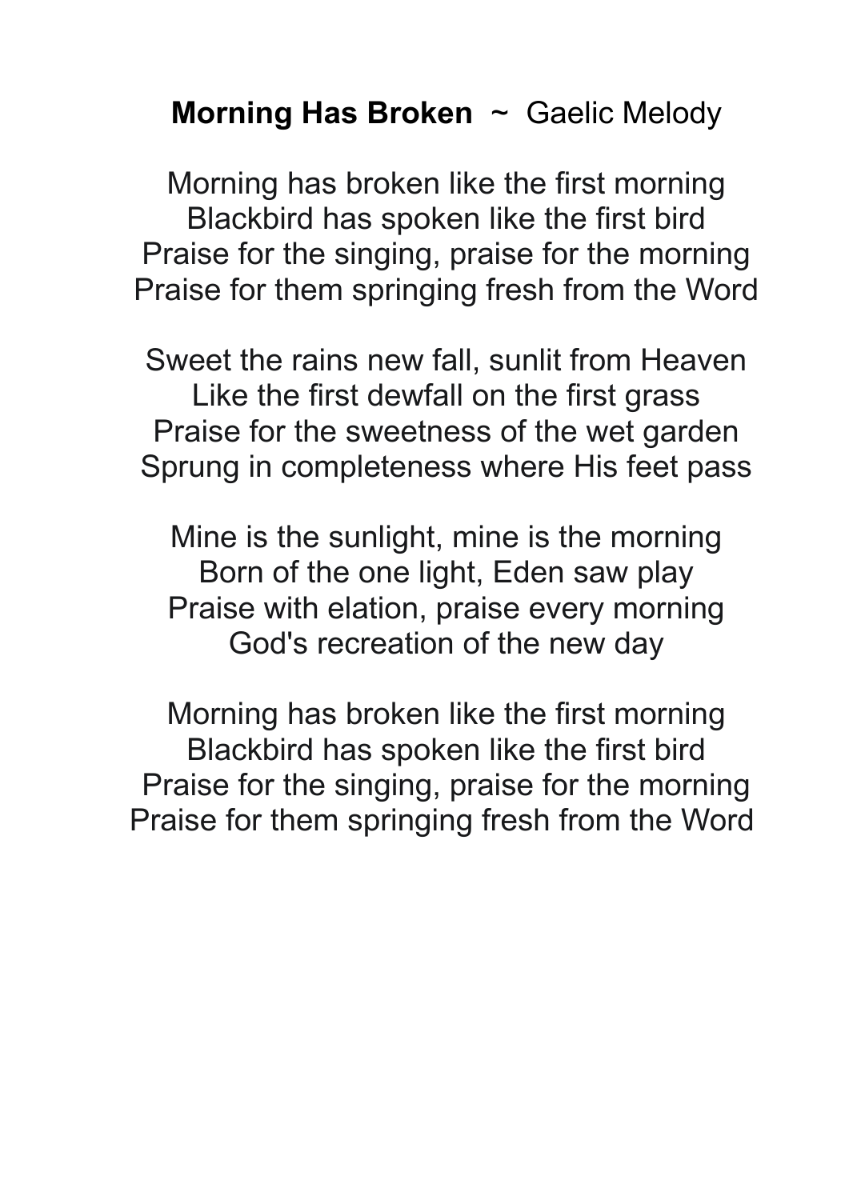**Morning Has Broken** ~ Gaelic Melody

Morning has broken like the first morning
Blackbird has spoken like the first bird
Praise for the singing, praise for the morning
Praise for them springing fresh from the Word

Sweet the rains new fall, sunlit from Heaven
Like the first dewfall on the first grass
Praise for the sweetness of the wet garden
Sprung in completeness where His feet pass

Mine is the sunlight, mine is the morning
Born of the one light, Eden saw play
Praise with elation, praise every morning
God's recreation of the new day

Morning has broken like the first morning
Blackbird has spoken like the first bird
Praise for the singing, praise for the morning
Praise for them springing fresh from the Word